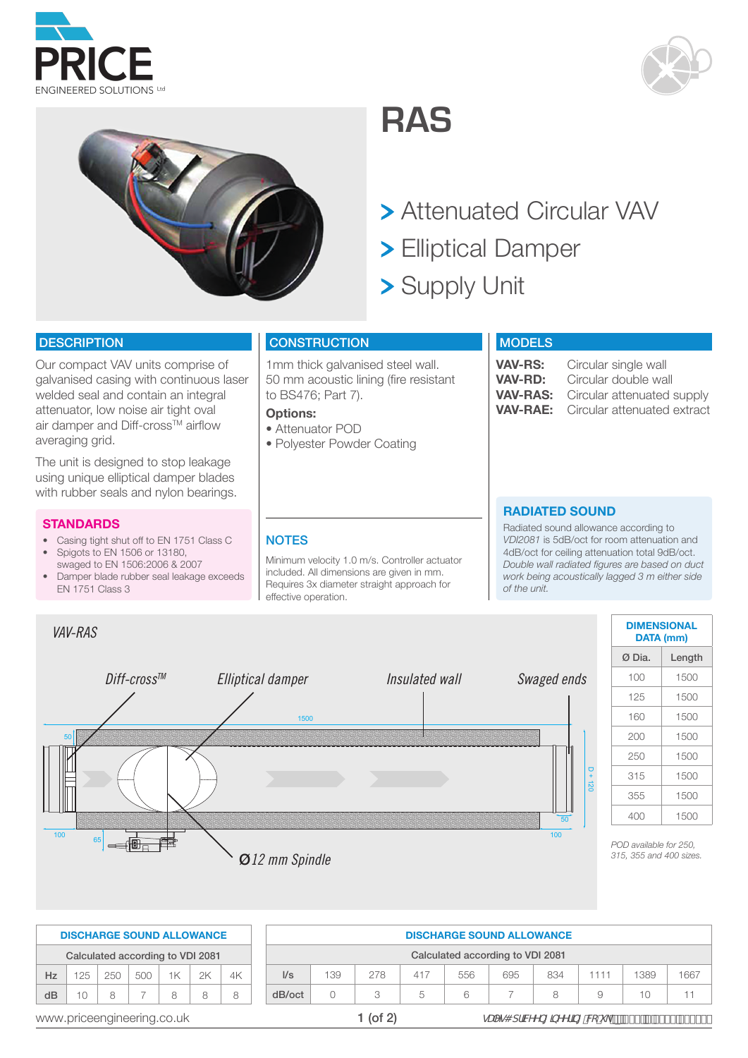PRICE ENGINEERED SOLUTIONS Ltd

# RAS

> Attenuated Circular VAV
> Elliptical Damper
> Supply Unit

## DESCRIPTION

Our compact VAV units comprise of galvanised casing with continuous laser welded seal and contain an integral attenuator, low noise air tight oval air damper and Diff-cross™ airflow averaging grid.

The unit is designed to stop leakage using unique elliptical damper blades with rubber seals and nylon bearings.

### STANDARDS

- Casing tight shut off to EN 1751 Class C
- Spigots to EN 1506 or 13180, swaged to EN 1506:2006 & 2007
- Damper blade rubber seal leakage exceeds EN 1751 Class 3

## CONSTRUCTION

1mm thick galvanised steel wall.
50 mm acoustic lining (fire resistant to BS476; Part 7).

**Options:**

- Attenuator POD
- Polyester Powder Coating

### NOTES

Minimum velocity 1.0 m/s. Controller actuator included. All dimensions are given in mm. Requires 3x diameter straight approach for effective operation.

## MODELS

**VAV-RS:** Circular single wall
**VAV-RD:** Circular double wall
**VAV-RAS:** Circular attenuated supply
**VAV-RAE:** Circular attenuated extract

### RADIATED SOUND

Radiated sound allowance according to *VDI2081* is 5dB/oct for room attenuation and 4dB/oct for ceiling attenuation total 9dB/oct. *Double wall radiated figures are based on duct work being acoustically lagged 3 m either side of the unit.*

*VAV-RAS*

*Diff-cross™* — *Elliptical damper* — *Insulated wall* — *Swaged ends* — *Ø12 mm Spindle*

1500, 50, 100, 65, 50, 100, D + 120

| DIMENSIONAL DATA (mm) | |
|---|---|
| Ø Dia. | Length |
| 100 | 1500 |
| 125 | 1500 |
| 160 | 1500 |
| 200 | 1500 |
| 250 | 1500 |
| 315 | 1500 |
| 355 | 1500 |
| 400 | 1500 |

*POD available for 250, 315, 355 and 400 sizes.*

**DISCHARGE SOUND ALLOWANCE**
Calculated according to VDI 2081

| Hz | 125 | 250 | 500 | 1K | 2K | 4K |
|---|---|---|---|---|---|---|
| dB | 10 | 8 | 7 | 8 | 8 | 8 |

**DISCHARGE SOUND ALLOWANCE**
Calculated according to VDI 2081

| l/s | 139 | 278 | 417 | 556 | 695 | 834 | 1111 | 1389 | 1667 |
|---|---|---|---|---|---|---|---|---|---|
| dB/oct | 0 | 3 | 5 | 6 | 7 | 8 | 9 | 10 | 11 |

www.priceengineering.co.uk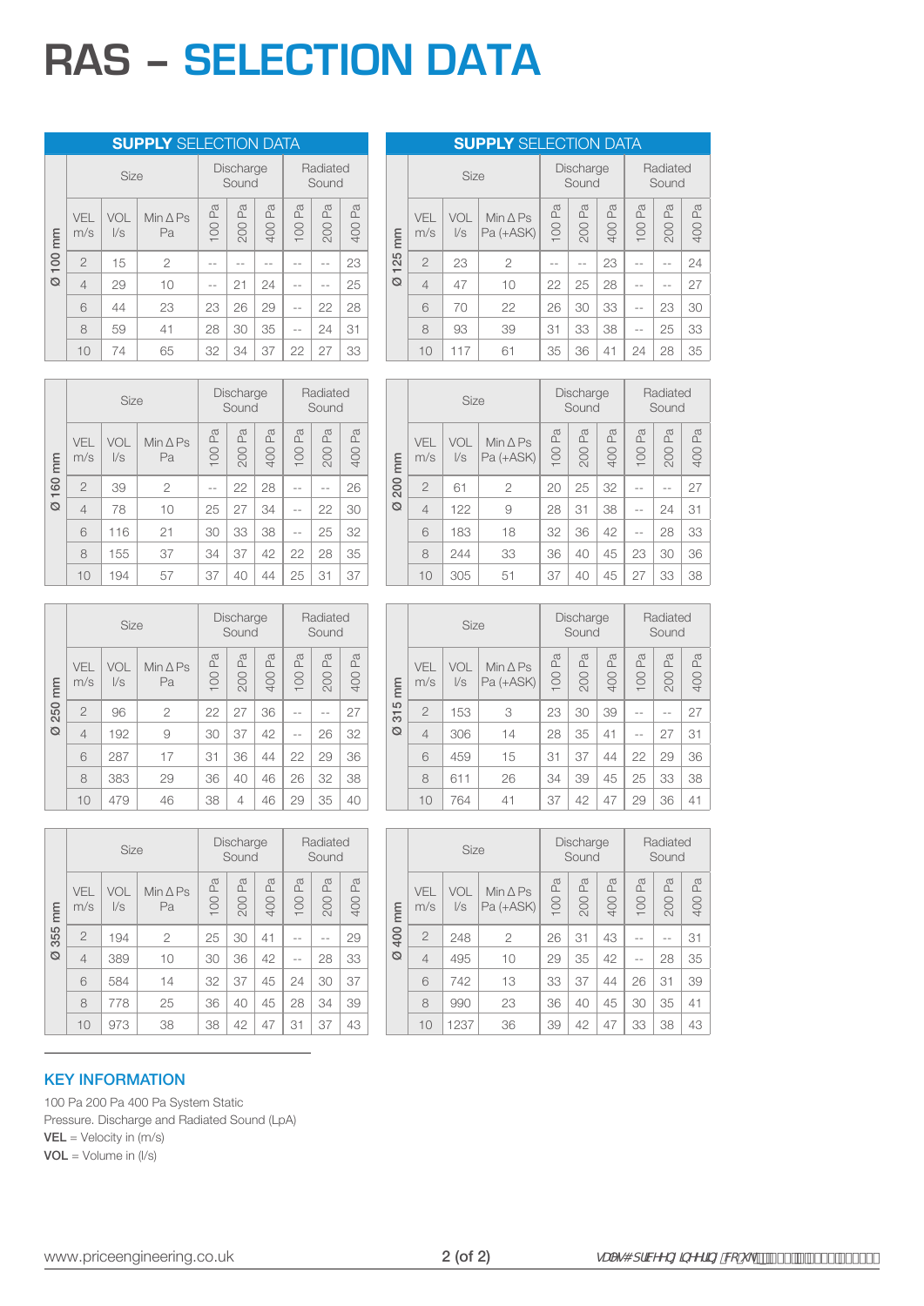# RAS – SELECTION DATA

## SUPPLY SELECTION DATA

| Ø 100 mm | Size | | | Discharge Sound | | | Radiated Sound | | |
|---|---|---|---|---|---|---|---|---|---|
| | VEL m/s | VOL l/s | Min Δ Ps Pa | 100 Pa | 200 Pa | 400 Pa | 100 Pa | 200 Pa | 400 Pa |
| | 2 | 15 | 2 | -- | -- | -- | -- | -- | 23 |
| | 4 | 29 | 10 | -- | 21 | 24 | -- | -- | 25 |
| | 6 | 44 | 23 | 23 | 26 | 29 | -- | 22 | 28 |
| | 8 | 59 | 41 | 28 | 30 | 35 | -- | 24 | 31 |
| | 10 | 74 | 65 | 32 | 34 | 37 | 22 | 27 | 33 |

## SUPPLY SELECTION DATA

| Ø 125 mm | Size | | | Discharge Sound | | | Radiated Sound | | |
|---|---|---|---|---|---|---|---|---|---|
| | VEL m/s | VOL l/s | Min Δ Ps Pa (+ASK) | 100 Pa | 200 Pa | 400 Pa | 100 Pa | 200 Pa | 400 Pa |
| | 2 | 23 | 2 | -- | -- | 23 | -- | -- | 24 |
| | 4 | 47 | 10 | 22 | 25 | 28 | -- | -- | 27 |
| | 6 | 70 | 22 | 26 | 30 | 33 | -- | 23 | 30 |
| | 8 | 93 | 39 | 31 | 33 | 38 | -- | 25 | 33 |
| | 10 | 117 | 61 | 35 | 36 | 41 | 24 | 28 | 35 |

| Ø 160 mm | Size | | | Discharge Sound | | | Radiated Sound | | |
|---|---|---|---|---|---|---|---|---|---|
| | VEL m/s | VOL l/s | Min Δ Ps Pa | 100 Pa | 200 Pa | 400 Pa | 100 Pa | 200 Pa | 400 Pa |
| | 2 | 39 | 2 | -- | 22 | 28 | -- | -- | 26 |
| | 4 | 78 | 10 | 25 | 27 | 34 | -- | 22 | 30 |
| | 6 | 116 | 21 | 30 | 33 | 38 | -- | 25 | 32 |
| | 8 | 155 | 37 | 34 | 37 | 42 | 22 | 28 | 35 |
| | 10 | 194 | 57 | 37 | 40 | 44 | 25 | 31 | 37 |

| Ø 200 mm | Size | | | Discharge Sound | | | Radiated Sound | | |
|---|---|---|---|---|---|---|---|---|---|
| | VEL m/s | VOL l/s | Min Δ Ps Pa (+ASK) | 100 Pa | 200 Pa | 400 Pa | 100 Pa | 200 Pa | 400 Pa |
| | 2 | 61 | 2 | 20 | 25 | 32 | -- | -- | 27 |
| | 4 | 122 | 9 | 28 | 31 | 38 | -- | 24 | 31 |
| | 6 | 183 | 18 | 32 | 36 | 42 | -- | 28 | 33 |
| | 8 | 244 | 33 | 36 | 40 | 45 | 23 | 30 | 36 |
| | 10 | 305 | 51 | 37 | 40 | 45 | 27 | 33 | 38 |

| Ø 250 mm | Size | | | Discharge Sound | | | Radiated Sound | | |
|---|---|---|---|---|---|---|---|---|---|
| | VEL m/s | VOL l/s | Min Δ Ps Pa | 100 Pa | 200 Pa | 400 Pa | 100 Pa | 200 Pa | 400 Pa |
| | 2 | 96 | 2 | 22 | 27 | 36 | -- | -- | 27 |
| | 4 | 192 | 9 | 30 | 37 | 42 | -- | 26 | 32 |
| | 6 | 287 | 17 | 31 | 36 | 44 | 22 | 29 | 36 |
| | 8 | 383 | 29 | 36 | 40 | 46 | 26 | 32 | 38 |
| | 10 | 479 | 46 | 38 | 4 | 46 | 29 | 35 | 40 |

| Ø 315 mm | Size | | | Discharge Sound | | | Radiated Sound | | |
|---|---|---|---|---|---|---|---|---|---|
| | VEL m/s | VOL l/s | Min Δ Ps Pa (+ASK) | 100 Pa | 200 Pa | 400 Pa | 100 Pa | 200 Pa | 400 Pa |
| | 2 | 153 | 3 | 23 | 30 | 39 | -- | -- | 27 |
| | 4 | 306 | 14 | 28 | 35 | 41 | -- | 27 | 31 |
| | 6 | 459 | 15 | 31 | 37 | 44 | 22 | 29 | 36 |
| | 8 | 611 | 26 | 34 | 39 | 45 | 25 | 33 | 38 |
| | 10 | 764 | 41 | 37 | 42 | 47 | 29 | 36 | 41 |

| Ø 355 mm | Size | | | Discharge Sound | | | Radiated Sound | | |
|---|---|---|---|---|---|---|---|---|---|
| | VEL m/s | VOL l/s | Min Δ Ps Pa | 100 Pa | 200 Pa | 400 Pa | 100 Pa | 200 Pa | 400 Pa |
| | 2 | 194 | 2 | 25 | 30 | 41 | -- | -- | 29 |
| | 4 | 389 | 10 | 30 | 36 | 42 | -- | 28 | 33 |
| | 6 | 584 | 14 | 32 | 37 | 45 | 24 | 30 | 37 |
| | 8 | 778 | 25 | 36 | 40 | 45 | 28 | 34 | 39 |
| | 10 | 973 | 38 | 38 | 42 | 47 | 31 | 37 | 43 |

| Ø 400 mm | Size | | | Discharge Sound | | | Radiated Sound | | |
|---|---|---|---|---|---|---|---|---|---|
| | VEL m/s | VOL l/s | Min Δ Ps Pa (+ASK) | 100 Pa | 200 Pa | 400 Pa | 100 Pa | 200 Pa | 400 Pa |
| | 2 | 248 | 2 | 26 | 31 | 43 | -- | -- | 31 |
| | 4 | 495 | 10 | 29 | 35 | 42 | -- | 28 | 35 |
| | 6 | 742 | 13 | 33 | 37 | 44 | 26 | 31 | 39 |
| | 8 | 990 | 23 | 36 | 40 | 45 | 30 | 35 | 41 |
| | 10 | 1237 | 36 | 39 | 42 | 47 | 33 | 38 | 43 |

### KEY INFORMATION

100 Pa 200 Pa 400 Pa System Static Pressure. Discharge and Radiated Sound (LpA)

**VEL** = Velocity in (m/s)

**VOL** = Volume in (l/s)

www.priceengineering.co.uk